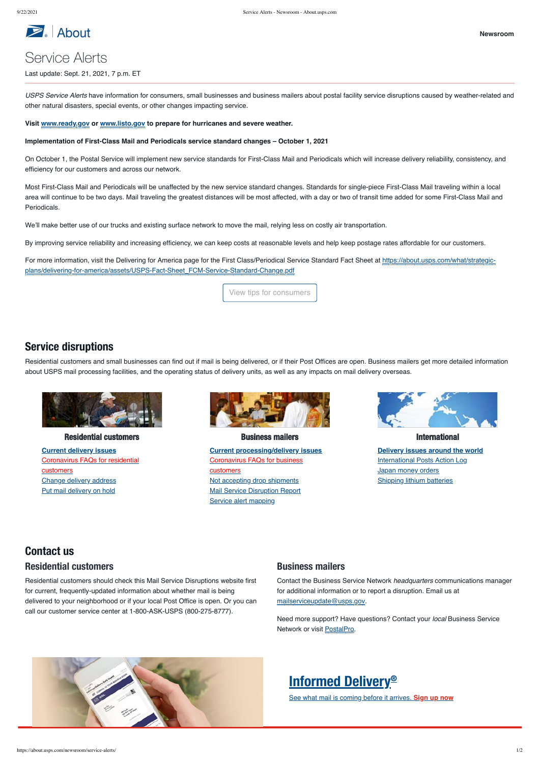About

Newsroom

# Service Alerts

Last update: Sept. 21, 2021, 7 p.m. ET

*USPS Service Alerts* have information for consumers, small businesses and business mailers about postal facility service disruptions caused by weather-related and other natural disasters, special events, or other changes impacting service.

**Visit www.ready.gov or www.listo.gov to prepare for hurricanes and severe weather.**

**Implementation of First-Class Mail and Periodicals service standard changes – October 1, 2021**

On October 1, the Postal Service will implement new service standards for First-Class Mail and Periodicals which will increase delivery reliability, consistency, and efficiency for our customers and across our network.

Most First-Class Mail and Periodicals will be unaffected by the new service standard changes. Standards for single-piece First-Class Mail traveling within a local area will continue to be two days. Mail traveling the greatest distances will be most affected, with a day or two of transit time added for some First-Class Mail and Periodicals.

We'll make better use of our trucks and existing surface network to move the mail, relying less on costly air transportation.

By improving service reliability and increasing efficiency, we can keep costs at reasonable levels and help keep postage rates affordable for our customers.

For more information, visit the Delivering for America page for the First Class/Periodical Service Standard Fact Sheet at https://about.usps.com/what/strategic-plans/delivering-for-america/assets/USPS-Fact-Sheet_FCM-Service-Standard-Change.pdf

View tips for consumers

## Service disruptions

Residential customers and small businesses can find out if mail is being delivered, or if their Post Offices are open. Business mailers get more detailed information about USPS mail processing facilities, and the operating status of delivery units, as well as any impacts on mail delivery overseas.

### Residential customers

**Current delivery issues**
Coronavirus FAQs for residential customers
Change delivery address
Put mail delivery on hold

### Business mailers

**Current processing/delivery issues**
Coronavirus FAQs for business customers
Not accepting drop shipments
Mail Service Disruption Report
Service alert mapping

### International

**Delivery issues around the world**
International Posts Action Log
Japan money orders
Shipping lithium batteries

## Contact us

### Residential customers

Residential customers should check this Mail Service Disruptions website first for current, frequently-updated information about whether mail is being delivered to your neighborhood or if your local Post Office is open. Or you can call our customer service center at 1-800-ASK-USPS (800-275-8777).

### Business mailers

Contact the Business Service Network *headquarters* communications manager for additional information or to report a disruption. Email us at mailserviceupdate@usps.gov.

Need more support? Have questions? Contact your *local* Business Service Network or visit PostalPro.

## Informed Delivery®

See what mail is coming before it arrives. **Sign up now**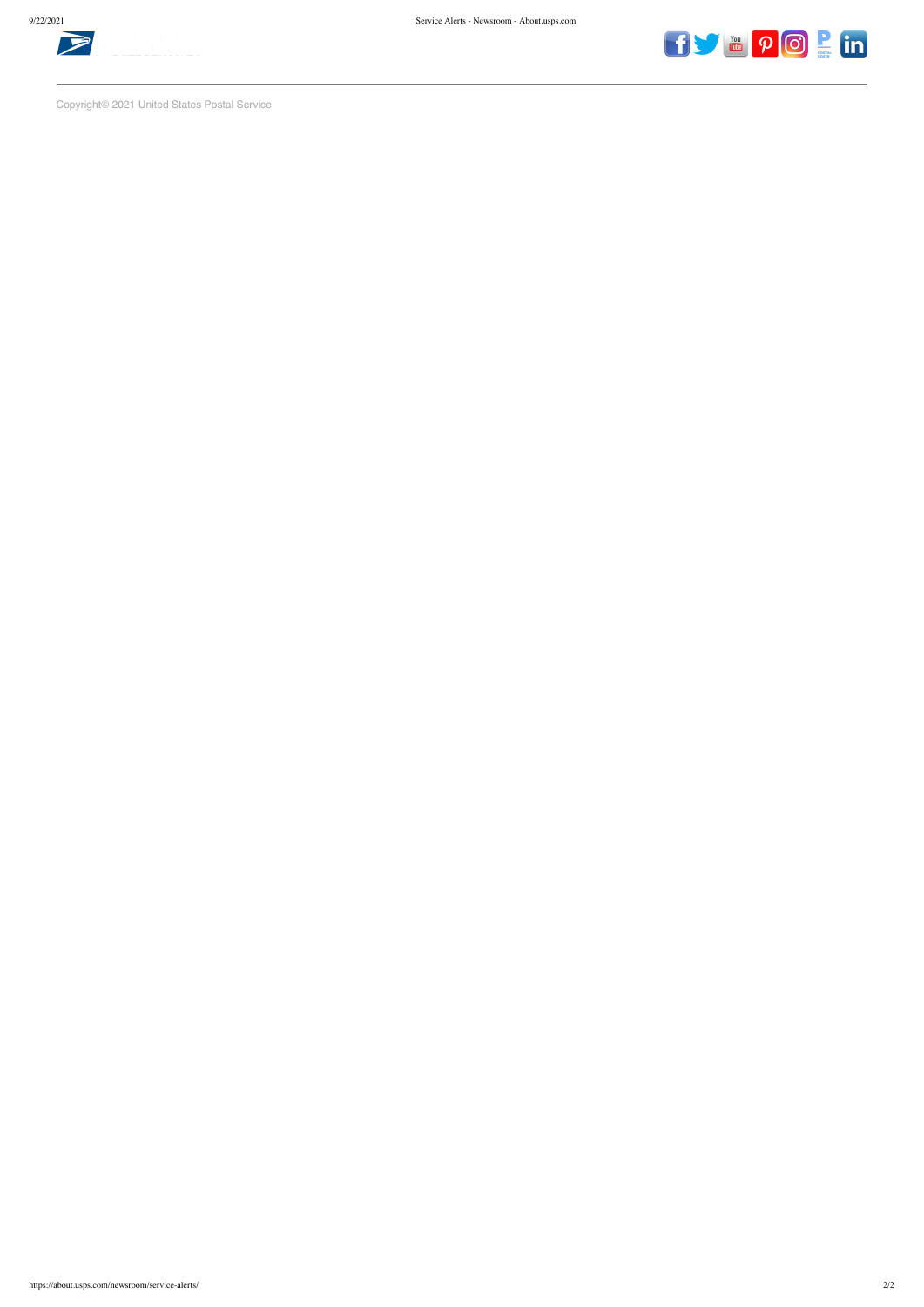Copyright© 2021 United States Postal Service